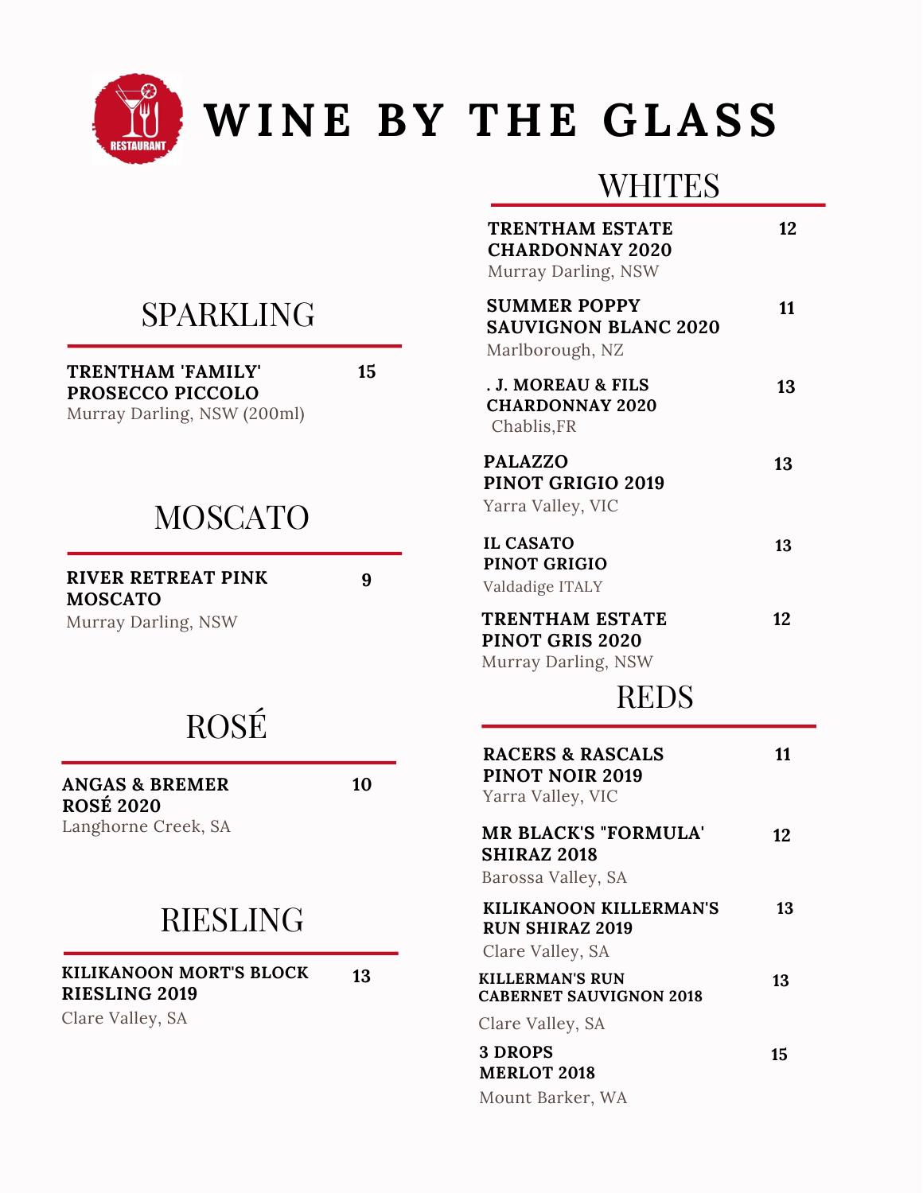# WINE BY THE GLASS

## SPARKLING

**TRENTHAM 'FAMILY' PROSECCO PICCOLO** — **15**
Murray Darling, NSW (200ml)

## MOSCATO

**RIVER RETREAT PINK MOSCATO** — **9**
Murray Darling, NSW

## ROSÉ

**ANGAS & BREMER ROSÉ 2020** — **10**
Langhorne Creek, SA

## RIESLING

**KILIKANOON MORT'S BLOCK RIESLING 2019** — **13**
Clare Valley, SA

## WHITES

**TRENTHAM ESTATE CHARDONNAY 2020** — **12**
Murray Darling, NSW

**SUMMER POPPY SAUVIGNON BLANC 2020** — **11**
Marlborough, NZ

**. J. MOREAU & FILS CHARDONNAY 2020** — **13**
Chablis,FR

**PALAZZO PINOT GRIGIO 2019** — **13**
Yarra Valley, VIC

**IL CASATO PINOT GRIGIO** — **13**
Valdadige ITALY

**TRENTHAM ESTATE PINOT GRIS 2020** — **12**
Murray Darling, NSW

## REDS

**RACERS & RASCALS PINOT NOIR 2019** — **11**
Yarra Valley, VIC

**MR BLACK'S "FORMULA' SHIRAZ 2018** — **12**
Barossa Valley, SA

**KILIKANOON KILLERMAN'S RUN SHIRAZ 2019** — **13**
Clare Valley, SA

**KILLERMAN'S RUN CABERNET SAUVIGNON 2018** — **13**
Clare Valley, SA

**3 DROPS MERLOT 2018** — **15**
Mount Barker, WA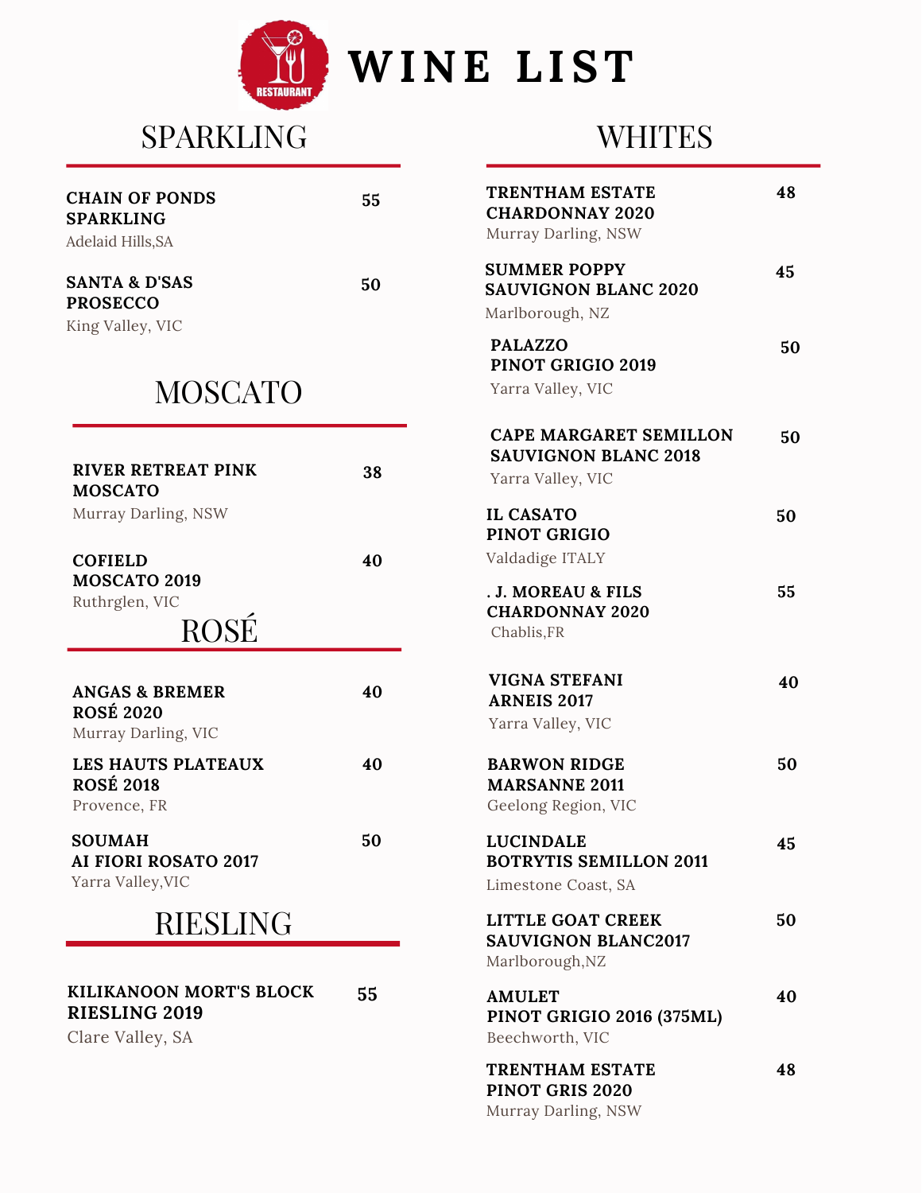# WINE LIST

## SPARKLING

**CHAIN OF PONDS SPARKLING** — 55
Adelaid Hills,SA

**SANTA & D'SAS PROSECCO** — 50
King Valley, VIC

## MOSCATO

**RIVER RETREAT PINK MOSCATO** — 38
Murray Darling, NSW

**COFIELD MOSCATO 2019** — 40
Ruthrglen, VIC

## ROSÉ

**ANGAS & BREMER ROSÉ 2020** — 40
Murray Darling, VIC

**LES HAUTS PLATEAUX ROSÉ 2018** — 40
Provence, FR

**SOUMAH AI FIORI ROSATO 2017** — 50
Yarra Valley,VIC

## RIESLING

**KILIKANOON MORT'S BLOCK RIESLING 2019** — 55
Clare Valley, SA

## WHITES

**TRENTHAM ESTATE CHARDONNAY 2020** — 48
Murray Darling, NSW

**SUMMER POPPY SAUVIGNON BLANC 2020** — 45
Marlborough, NZ

**PALAZZO PINOT GRIGIO 2019** — 50
Yarra Valley, VIC

**CAPE MARGARET SEMILLON SAUVIGNON BLANC 2018** — 50
Yarra Valley, VIC

**IL CASATO PINOT GRIGIO** — 50
Valdadige ITALY

**. J. MOREAU & FILS CHARDONNAY 2020** — 55
Chablis,FR

**VIGNA STEFANI ARNEIS 2017** — 40
Yarra Valley, VIC

**BARWON RIDGE MARSANNE 2011** — 50
Geelong Region, VIC

**LUCINDALE BOTRYTIS SEMILLON 2011** — 45
Limestone Coast, SA

**LITTLE GOAT CREEK SAUVIGNON BLANC2017** — 50
Marlborough,NZ

**AMULET PINOT GRIGIO 2016 (375ML)** — 40
Beechworth, VIC

**TRENTHAM ESTATE PINOT GRIS 2020** — 48
Murray Darling, NSW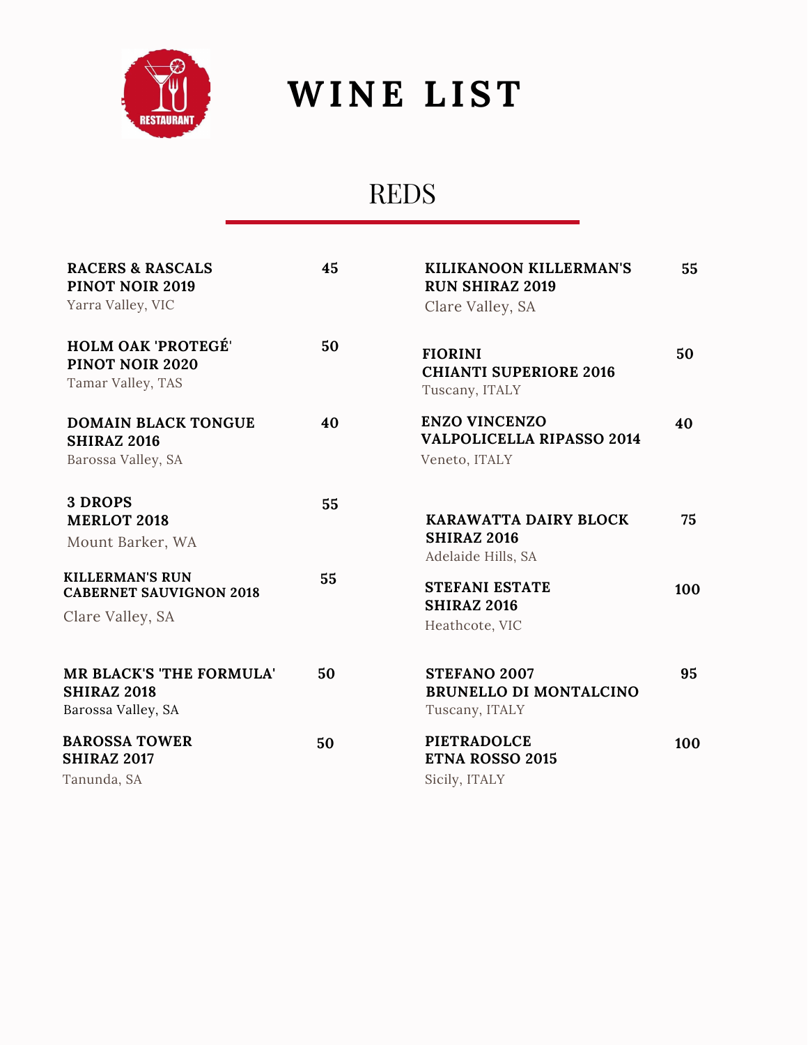# WINE LIST

## REDS

**RACERS & RASCALS PINOT NOIR 2019** — **45**
Yarra Valley, VIC

**HOLM OAK 'PROTEGÉ' PINOT NOIR 2020** — **50**
Tamar Valley, TAS

**DOMAIN BLACK TONGUE SHIRAZ 2016** — **40**
Barossa Valley, SA

**3 DROPS MERLOT 2018** — **55**
Mount Barker, WA

**KILLERMAN'S RUN CABERNET SAUVIGNON 2018** — **55**
Clare Valley, SA

**MR BLACK'S 'THE FORMULA' SHIRAZ 2018** — **50**
Barossa Valley, SA

**BAROSSA TOWER SHIRAZ 2017** — **50**
Tanunda, SA

**KILIKANOON KILLERMAN'S RUN SHIRAZ 2019** — **55**
Clare Valley, SA

**FIORINI CHIANTI SUPERIORE 2016** — **50**
Tuscany, ITALY

**ENZO VINCENZO VALPOLICELLA RIPASSO 2014** — **40**
Veneto, ITALY

**KARAWATTA DAIRY BLOCK SHIRAZ 2016** — **75**
Adelaide Hills, SA

**STEFANI ESTATE SHIRAZ 2016** — **100**
Heathcote, VIC

**STEFANO 2007 BRUNELLO DI MONTALCINO** — **95**
Tuscany, ITALY

**PIETRADOLCE ETNA ROSSO 2015** — **100**
Sicily, ITALY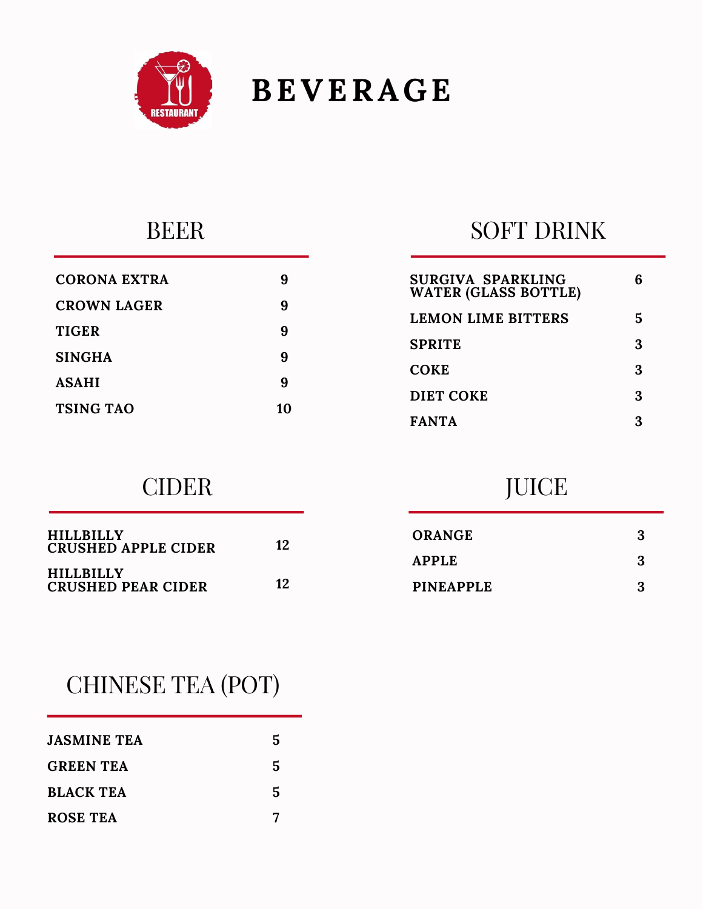# BEVERAGE

## BEER

| | |
|---|---|
| CORONA EXTRA | 9 |
| CROWN LAGER | 9 |
| TIGER | 9 |
| SINGHA | 9 |
| ASAHI | 9 |
| TSING TAO | 10 |

## SOFT DRINK

| | |
|---|---|
| SURGIVA SPARKLING WATER (GLASS BOTTLE) | 6 |
| LEMON LIME BITTERS | 5 |
| SPRITE | 3 |
| COKE | 3 |
| DIET COKE | 3 |
| FANTA | 3 |

## CIDER

| | |
|---|---|
| HILLBILLY CRUSHED APPLE CIDER | 12 |
| HILLBILLY CRUSHED PEAR CIDER | 12 |

## JUICE

| | |
|---|---|
| ORANGE | 3 |
| APPLE | 3 |
| PINEAPPLE | 3 |

## CHINESE TEA (POT)

| | |
|---|---|
| JASMINE TEA | 5 |
| GREEN TEA | 5 |
| BLACK TEA | 5 |
| ROSE TEA | 7 |